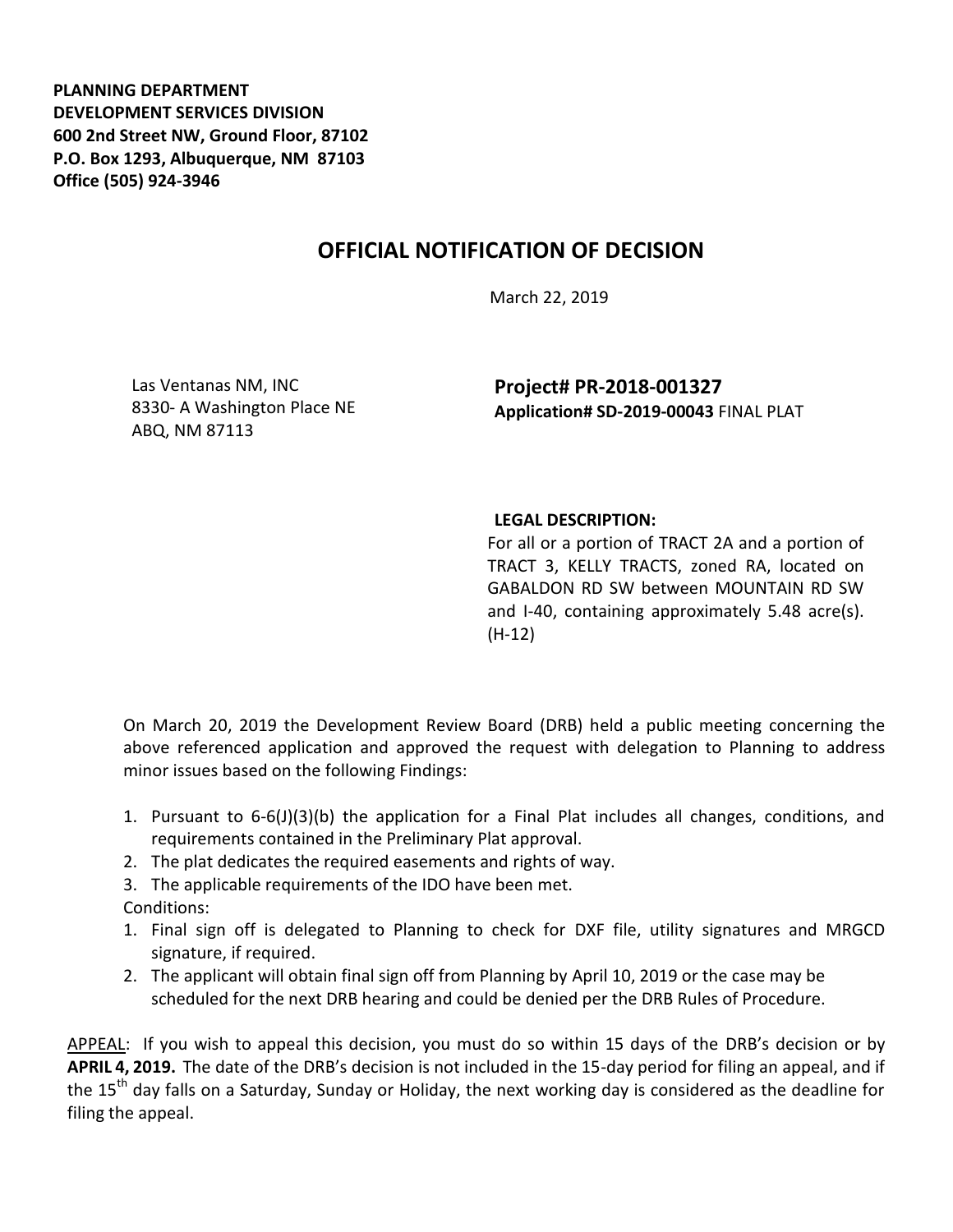**PLANNING DEPARTMENT**
**DEVELOPMENT SERVICES DIVISION**
**600 2nd Street NW, Ground Floor, 87102**
**P.O. Box 1293, Albuquerque, NM 87103**
**Office (505) 924-3946**

# OFFICIAL NOTIFICATION OF DECISION

March 22, 2019

Las Ventanas NM, INC
8330- A Washington Place NE
ABQ, NM 87113

**Project# PR-2018-001327**
**Application# SD-2019-00043** FINAL PLAT

**LEGAL DESCRIPTION:**
For all or a portion of TRACT 2A and a portion of TRACT 3, KELLY TRACTS, zoned RA, located on GABALDON RD SW between MOUNTAIN RD SW and I-40, containing approximately 5.48 acre(s). (H-12)

On March 20, 2019 the Development Review Board (DRB) held a public meeting concerning the above referenced application and approved the request with delegation to Planning to address minor issues based on the following Findings:

1. Pursuant to 6-6(J)(3)(b) the application for a Final Plat includes all changes, conditions, and requirements contained in the Preliminary Plat approval.
2. The plat dedicates the required easements and rights of way.
3. The applicable requirements of the IDO have been met.

Conditions:

1. Final sign off is delegated to Planning to check for DXF file, utility signatures and MRGCD signature, if required.
2. The applicant will obtain final sign off from Planning by April 10, 2019 or the case may be scheduled for the next DRB hearing and could be denied per the DRB Rules of Procedure.

APPEAL: If you wish to appeal this decision, you must do so within 15 days of the DRB's decision or by **APRIL 4, 2019.** The date of the DRB's decision is not included in the 15-day period for filing an appeal, and if the 15th day falls on a Saturday, Sunday or Holiday, the next working day is considered as the deadline for filing the appeal.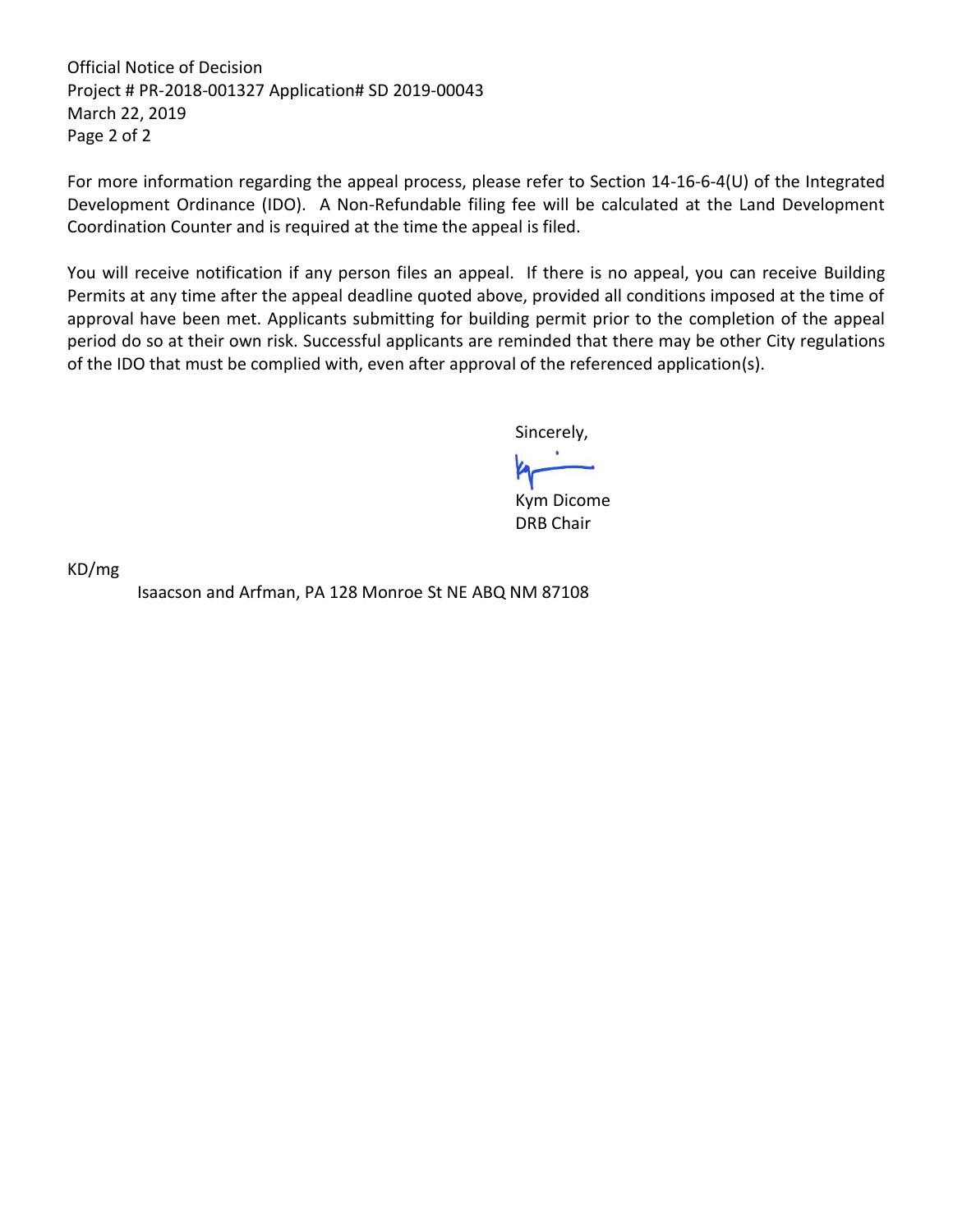For more information regarding the appeal process, please refer to Section 14-16-6-4(U) of the Integrated Development Ordinance (IDO). A Non-Refundable filing fee will be calculated at the Land Development Coordination Counter and is required at the time the appeal is filed.

You will receive notification if any person files an appeal. If there is no appeal, you can receive Building Permits at any time after the appeal deadline quoted above, provided all conditions imposed at the time of approval have been met. Applicants submitting for building permit prior to the completion of the appeal period do so at their own risk. Successful applicants are reminded that there may be other City regulations of the IDO that must be complied with, even after approval of the referenced application(s).

Sincerely,

Kym Dicome
DRB Chair

KD/mg

Isaacson and Arfman, PA 128 Monroe St NE ABQ NM 87108